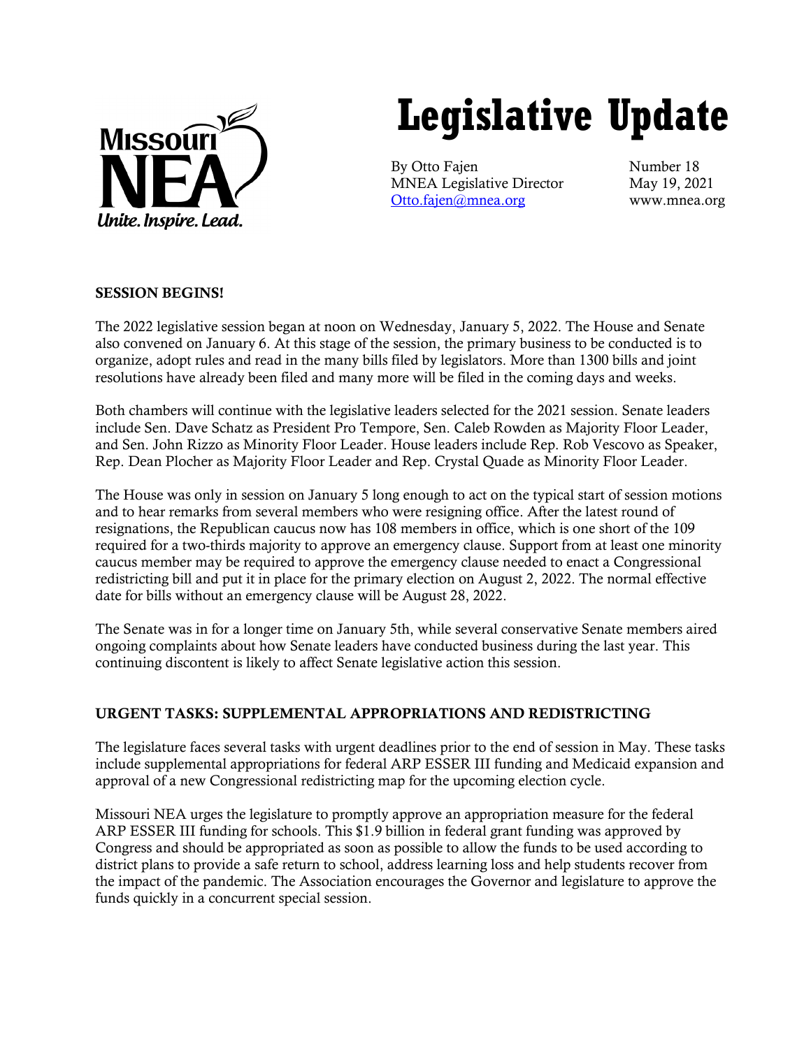Missouri NEA
Unite. Inspire. Lead.

# Legislative Update

By Otto Fajen
MNEA Legislative Director
Otto.fajen@mnea.org

Number 18
May 19, 2021
www.mnea.org

## SESSION BEGINS!

The 2022 legislative session began at noon on Wednesday, January 5, 2022. The House and Senate also convened on January 6. At this stage of the session, the primary business to be conducted is to organize, adopt rules and read in the many bills filed by legislators. More than 1300 bills and joint resolutions have already been filed and many more will be filed in the coming days and weeks.

Both chambers will continue with the legislative leaders selected for the 2021 session. Senate leaders include Sen. Dave Schatz as President Pro Tempore, Sen. Caleb Rowden as Majority Floor Leader, and Sen. John Rizzo as Minority Floor Leader. House leaders include Rep. Rob Vescovo as Speaker, Rep. Dean Plocher as Majority Floor Leader and Rep. Crystal Quade as Minority Floor Leader.

The House was only in session on January 5 long enough to act on the typical start of session motions and to hear remarks from several members who were resigning office. After the latest round of resignations, the Republican caucus now has 108 members in office, which is one short of the 109 required for a two-thirds majority to approve an emergency clause. Support from at least one minority caucus member may be required to approve the emergency clause needed to enact a Congressional redistricting bill and put it in place for the primary election on August 2, 2022. The normal effective date for bills without an emergency clause will be August 28, 2022.

The Senate was in for a longer time on January 5th, while several conservative Senate members aired ongoing complaints about how Senate leaders have conducted business during the last year. This continuing discontent is likely to affect Senate legislative action this session.

## URGENT TASKS: SUPPLEMENTAL APPROPRIATIONS AND REDISTRICTING

The legislature faces several tasks with urgent deadlines prior to the end of session in May. These tasks include supplemental appropriations for federal ARP ESSER III funding and Medicaid expansion and approval of a new Congressional redistricting map for the upcoming election cycle.

Missouri NEA urges the legislature to promptly approve an appropriation measure for the federal ARP ESSER III funding for schools. This $1.9 billion in federal grant funding was approved by Congress and should be appropriated as soon as possible to allow the funds to be used according to district plans to provide a safe return to school, address learning loss and help students recover from the impact of the pandemic. The Association encourages the Governor and legislature to approve the funds quickly in a concurrent special session.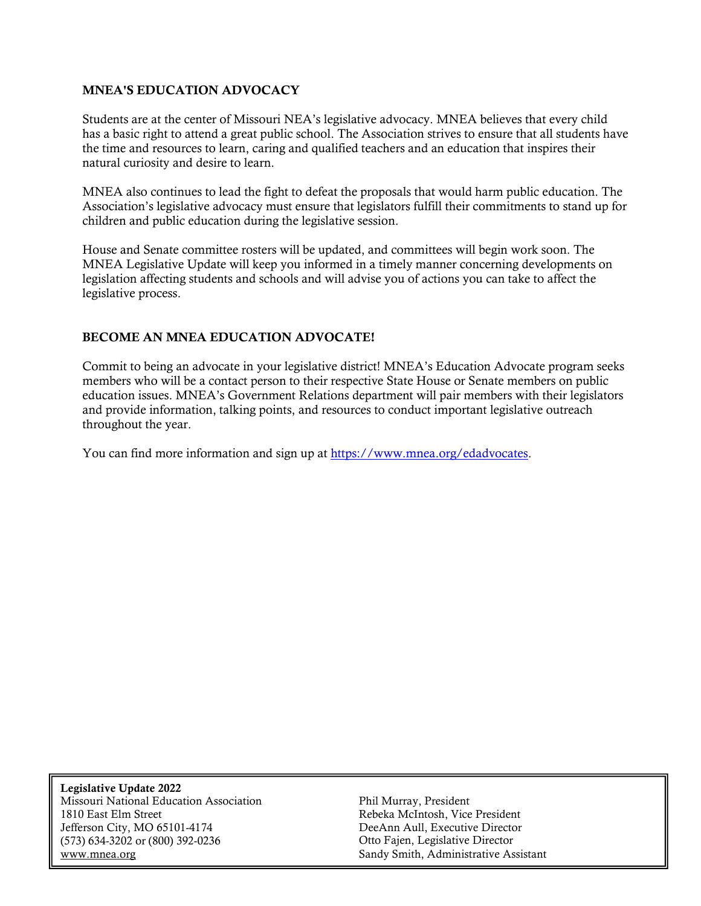## MNEA'S EDUCATION ADVOCACY

Students are at the center of Missouri NEA's legislative advocacy. MNEA believes that every child has a basic right to attend a great public school. The Association strives to ensure that all students have the time and resources to learn, caring and qualified teachers and an education that inspires their natural curiosity and desire to learn.

MNEA also continues to lead the fight to defeat the proposals that would harm public education. The Association's legislative advocacy must ensure that legislators fulfill their commitments to stand up for children and public education during the legislative session.

House and Senate committee rosters will be updated, and committees will begin work soon. The MNEA Legislative Update will keep you informed in a timely manner concerning developments on legislation affecting students and schools and will advise you of actions you can take to affect the legislative process.

## BECOME AN MNEA EDUCATION ADVOCATE!

Commit to being an advocate in your legislative district! MNEA's Education Advocate program seeks members who will be a contact person to their respective State House or Senate members on public education issues. MNEA's Government Relations department will pair members with their legislators and provide information, talking points, and resources to conduct important legislative outreach throughout the year.

You can find more information and sign up at https://www.mnea.org/edadvocates.

---

**Legislative Update 2022**
Missouri National Education Association
1810 East Elm Street
Jefferson City, MO 65101-4174
(573) 634-3202 or (800) 392-0236
www.mnea.org

Phil Murray, President
Rebeka McIntosh, Vice President
DeeAnn Aull, Executive Director
Otto Fajen, Legislative Director
Sandy Smith, Administrative Assistant